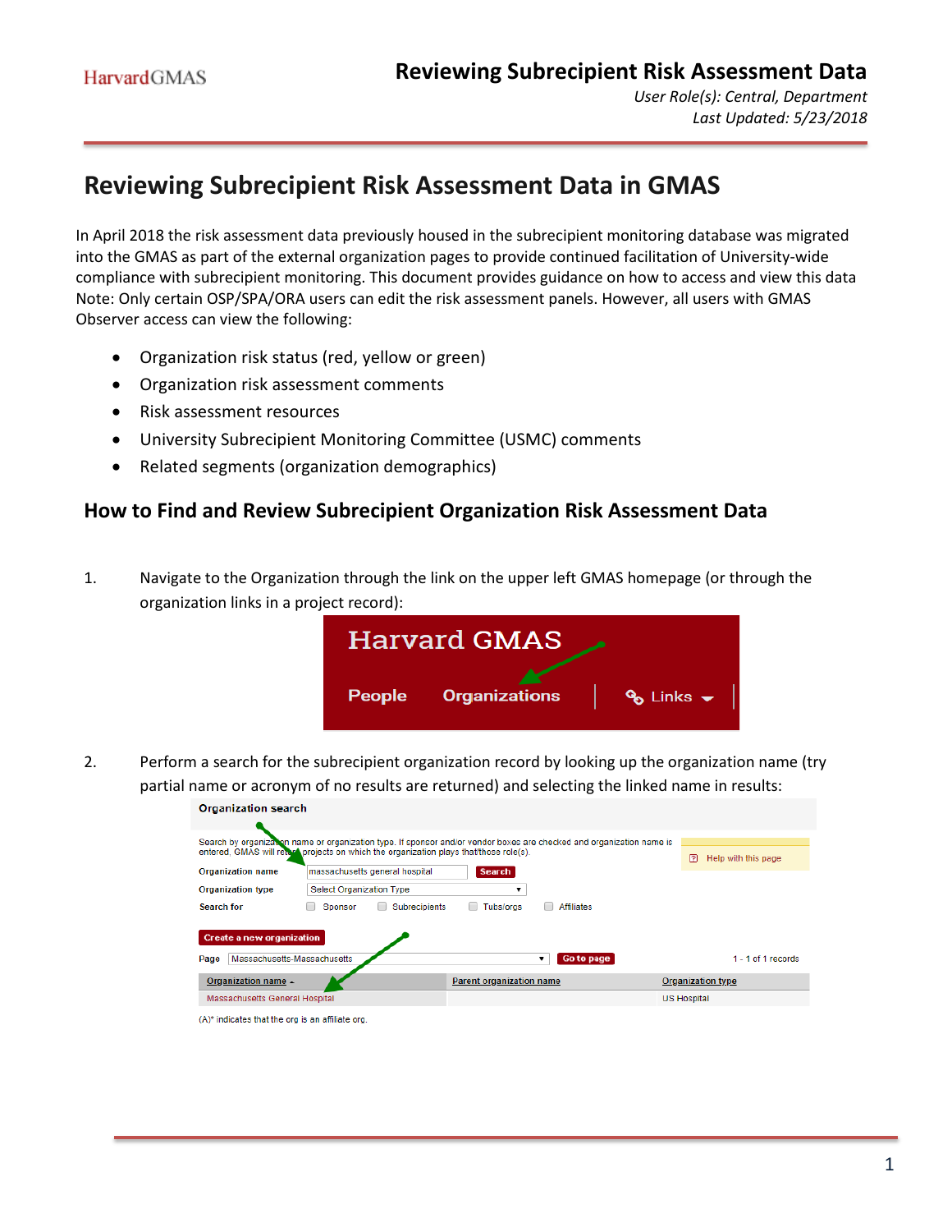# Reviewing Subrecipient Risk Assessment Data in GMAS

In April 2018 the risk assessment data previously housed in the subrecipient monitoring database was migrated into the GMAS as part of the external organization pages to provide continued facilitation of University-wide compliance with subrecipient monitoring. This document provides guidance on how to access and view this data Note: Only certain OSP/SPA/ORA users can edit the risk assessment panels. However, all users with GMAS Observer access can view the following:

- Organization risk status (red, yellow or green)
- Organization risk assessment comments
- Risk assessment resources
- University Subrecipient Monitoring Committee (USMC) comments
- Related segments (organization demographics)

## How to Find and Review Subrecipient Organization Risk Assessment Data

1. Navigate to the Organization through the link on the upper left GMAS homepage (or through the organization links in a project record):

2. Perform a search for the subrecipient organization record by looking up the organization name (try partial name or acronym of no results are returned) and selecting the linked name in results: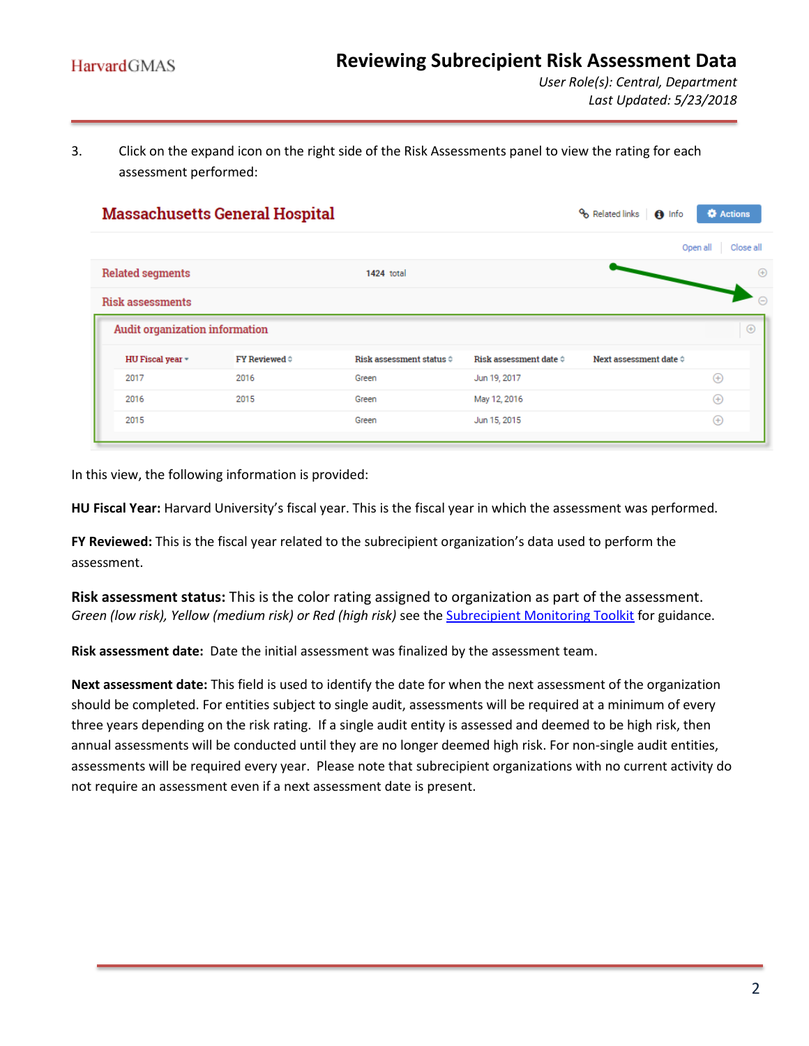3. Click on the expand icon on the right side of the Risk Assessments panel to view the rating for each assessment performed:

**Massachusetts General Hospital**

Related links | Info | Actions

Open all | Close all

Related segments 1424 total

Risk assessments

Audit organization information

| HU Fiscal year | FY Reviewed | Risk assessment status | Risk assessment date | Next assessment date |
|---|---|---|---|---|
| 2017 | 2016 | Green | Jun 19, 2017 | |
| 2016 | 2015 | Green | May 12, 2016 | |
| 2015 | | Green | Jun 15, 2015 | |

In this view, the following information is provided:

**HU Fiscal Year:** Harvard University's fiscal year. This is the fiscal year in which the assessment was performed.

**FY Reviewed:** This is the fiscal year related to the subrecipient organization's data used to perform the assessment.

**Risk assessment status:** This is the color rating assigned to organization as part of the assessment. *Green (low risk), Yellow (medium risk) or Red (high risk)* see the Subrecipient Monitoring Toolkit for guidance.

**Risk assessment date:** Date the initial assessment was finalized by the assessment team.

**Next assessment date:** This field is used to identify the date for when the next assessment of the organization should be completed. For entities subject to single audit, assessments will be required at a minimum of every three years depending on the risk rating. If a single audit entity is assessed and deemed to be high risk, then annual assessments will be conducted until they are no longer deemed high risk. For non-single audit entities, assessments will be required every year. Please note that subrecipient organizations with no current activity do not require an assessment even if a next assessment date is present.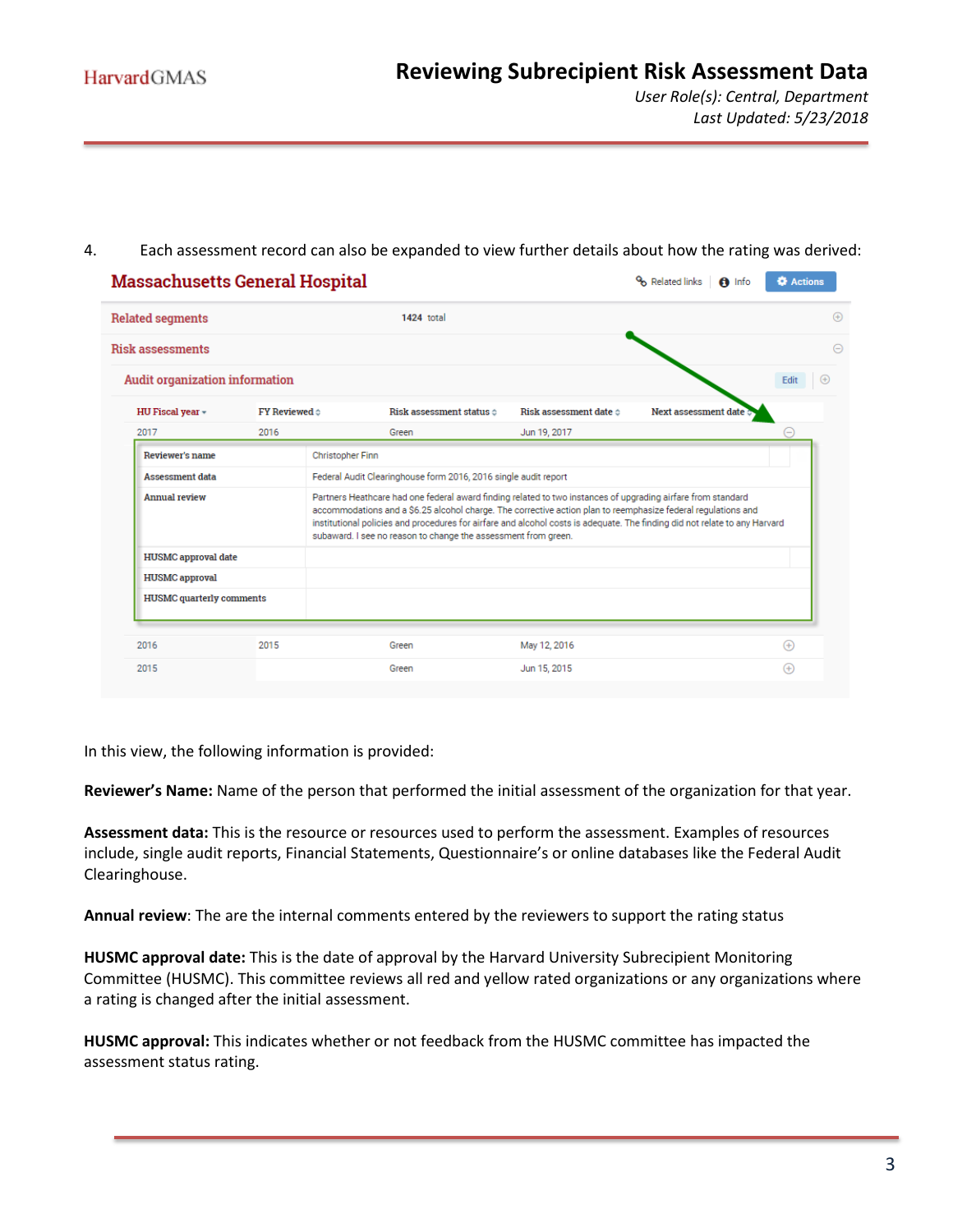4. Each assessment record can also be expanded to view further details about how the rating was derived:

**Massachusetts General Hospital**

Related links | Info | Actions

Related segments — 1424 total

Risk assessments

Audit organization information — Edit

| HU Fiscal year | FY Reviewed | Risk assessment status | Risk assessment date | Next assessment date |
|---|---|---|---|---|
| 2017 | 2016 | Green | Jun 19, 2017 | |

| | |
|---|---|
| Reviewer's name | Christopher Finn |
| Assessment data | Federal Audit Clearinghouse form 2016, 2016 single audit report |
| Annual review | Partners Heathcare had one federal award finding related to two instances of upgrading airfare from standard accommodations and a $6.25 alcohol charge. The corrective action plan to reemphasize federal regulations and institutional policies and procedures for airfare and alcohol costs is adequate. The finding did not relate to any Harvard subaward. I see no reason to change the assessment from green. |
| HUSMC approval date | |
| HUSMC approval | |
| HUSMC quarterly comments | |

| HU Fiscal year | FY Reviewed | Risk assessment status | Risk assessment date | Next assessment date |
|---|---|---|---|---|
| 2016 | 2015 | Green | May 12, 2016 | |
| 2015 | | Green | Jun 15, 2015 | |

In this view, the following information is provided:

**Reviewer's Name:** Name of the person that performed the initial assessment of the organization for that year.

**Assessment data:** This is the resource or resources used to perform the assessment. Examples of resources include, single audit reports, Financial Statements, Questionnaire's or online databases like the Federal Audit Clearinghouse.

**Annual review**: The are the internal comments entered by the reviewers to support the rating status

**HUSMC approval date:** This is the date of approval by the Harvard University Subrecipient Monitoring Committee (HUSMC). This committee reviews all red and yellow rated organizations or any organizations where a rating is changed after the initial assessment.

**HUSMC approval:** This indicates whether or not feedback from the HUSMC committee has impacted the assessment status rating.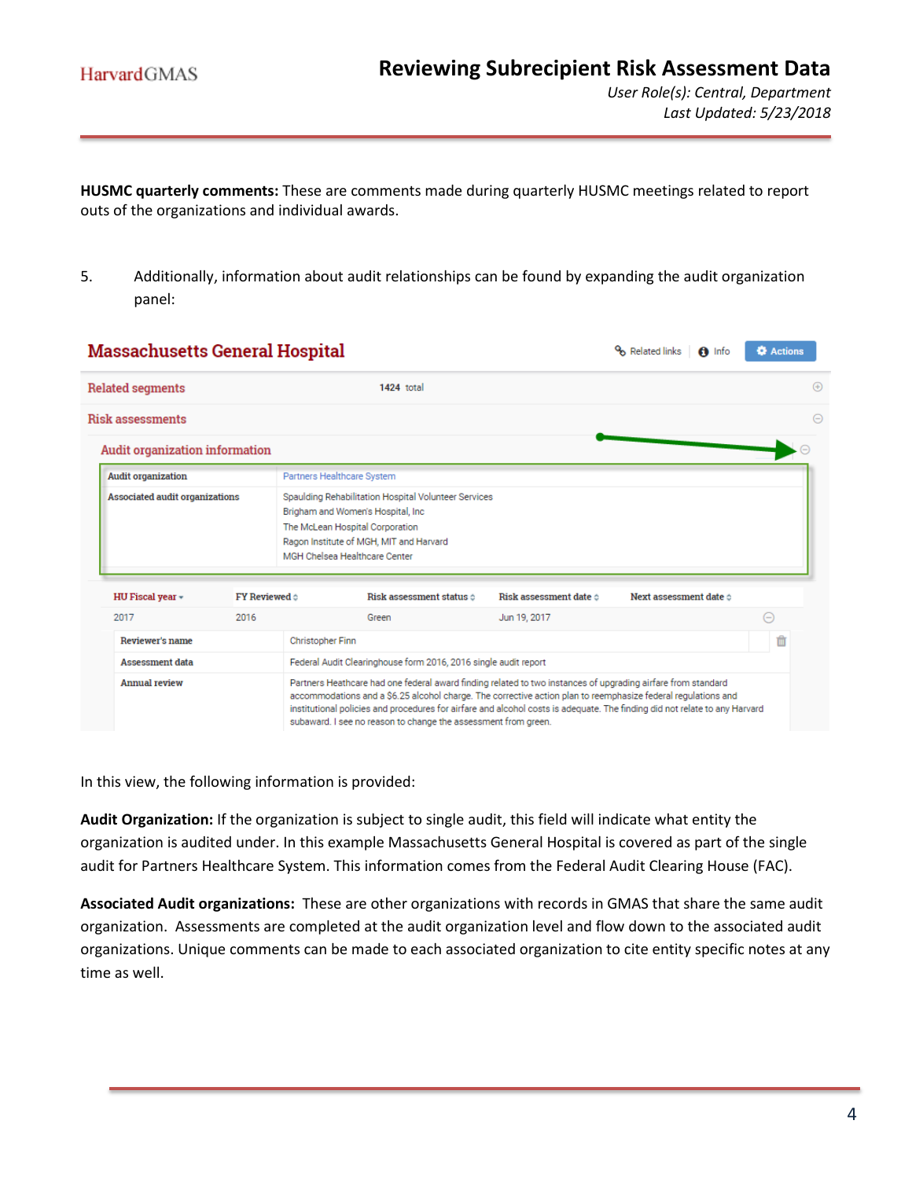**HUSMC quarterly comments:** These are comments made during quarterly HUSMC meetings related to report outs of the organizations and individual awards.

5. Additionally, information about audit relationships can be found by expanding the audit organization panel:

**Massachusetts General Hospital**

Related links | Info | Actions

| Related segments | 1424 total |
|---|---|
| Risk assessments | |
| Audit organization information | |

| | |
|---|---|
| Audit organization | Partners Healthcare System |
| Associated audit organizations | Spaulding Rehabilitation Hospital Volunteer Services<br>Brigham and Women's Hospital, Inc<br>The McLean Hospital Corporation<br>Ragon Institute of MGH, MIT and Harvard<br>MGH Chelsea Healthcare Center |

| HU Fiscal year | FY Reviewed | Risk assessment status | Risk assessment date | Next assessment date |
|---|---|---|---|---|
| 2017 | 2016 | Green | Jun 19, 2017 | |

| | |
|---|---|
| Reviewer's name | Christopher Finn |
| Assessment data | Federal Audit Clearinghouse form 2016, 2016 single audit report |
| Annual review | Partners Heathcare had one federal award finding related to two instances of upgrading airfare from standard accommodations and a $6.25 alcohol charge. The corrective action plan to reemphasize federal regulations and institutional policies and procedures for airfare and alcohol costs is adequate. The finding did not relate to any Harvard subaward. I see no reason to change the assessment from green. |

In this view, the following information is provided:

**Audit Organization:** If the organization is subject to single audit, this field will indicate what entity the organization is audited under. In this example Massachusetts General Hospital is covered as part of the single audit for Partners Healthcare System. This information comes from the Federal Audit Clearing House (FAC).

**Associated Audit organizations:** These are other organizations with records in GMAS that share the same audit organization. Assessments are completed at the audit organization level and flow down to the associated audit organizations. Unique comments can be made to each associated organization to cite entity specific notes at any time as well.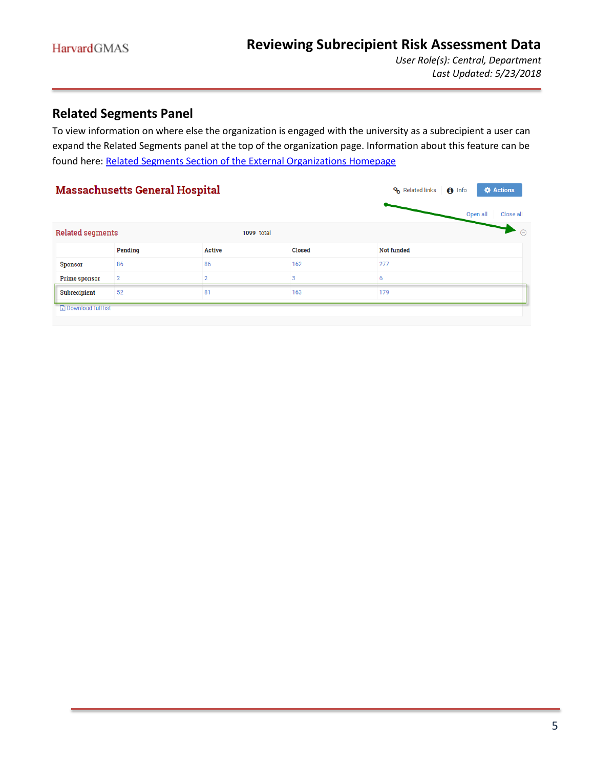## Related Segments Panel

To view information on where else the organization is engaged with the university as a subrecipient a user can expand the Related Segments panel at the top of the organization page. Information about this feature can be found here: Related Segments Section of the External Organizations Homepage

Massachusetts General Hospital

Related links | Info | Actions

Open all | Close all

Related segments 1099 total

| | Pending | Active | Closed | Not funded |
|---|---|---|---|---|
| Sponsor | 86 | 86 | 162 | 277 |
| Prime sponsor | 2 | 2 | 3 | 6 |
| Subrecipient | 52 | 81 | 163 | 179 |

Download full list